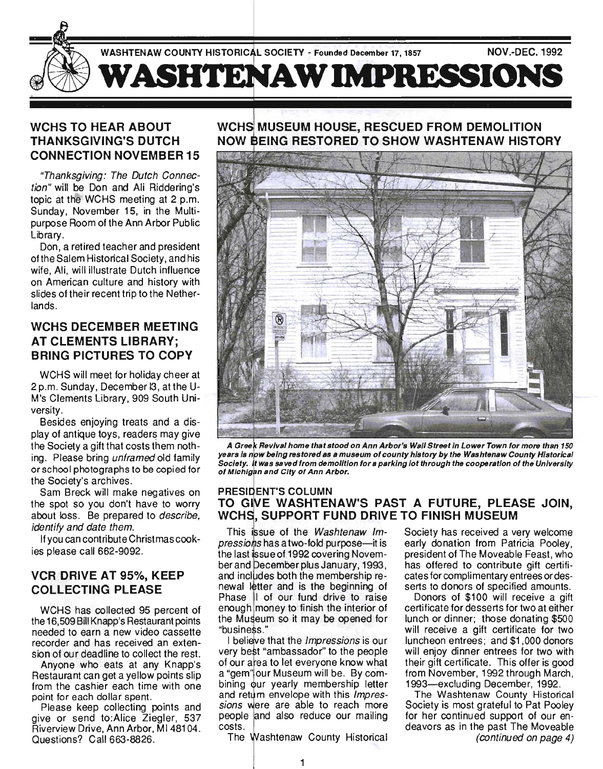WASHTENAW COUNTY HISTORICAL SOCIETY - Founded December 17, 1857 NOV.-DEC. 1992

# WASHTENAW IMPRESSIONS

## WCHS TO HEAR ABOUT THANKSGIVING'S DUTCH CONNECTION NOVEMBER 15

*"Thanksgiving: The Dutch Connection"* will be Don and Ali Riddering's topic at the WCHS meeting at 2 p.m. Sunday, November 15, in the Multipurpose Room of the Ann Arbor Public Library.

Don, a retired teacher and president of the Salem Historical Society, and his wife, Ali, will illustrate Dutch influence on American culture and history with slides of their recent trip to the Netherlands.

## WCHS DECEMBER MEETING AT CLEMENTS LIBRARY; BRING PICTURES TO COPY

WCHS will meet for holiday cheer at 2 p.m. Sunday, December 13, at the U-M's Clements Library, 909 South University.

Besides enjoying treats and a display of antique toys, readers may give the Society a gift that costs them nothing. Please bring *unframed* old family or school photographs to be copied for the Society's archives.

Sam Breck will make negatives on the spot so you don't have to worry about loss. Be prepared to *describe, identify and date them.*

If you can contribute Christmas cookies please call 662-9092.

## VCR DRIVE AT 95%, KEEP COLLECTING PLEASE

WCHS has collected 95 percent of the 16,509 Bill Knapp's Restaurant points needed to earn a new video cassette recorder and has received an extension of our deadline to collect the rest.

Anyone who eats at any Knapp's Restaurant can get a yellow points slip from the cashier each time with one point for each dollar spent.

Please keep collecting points and give or send to: Alice Ziegler, 537 Riverview Drive, Ann Arbor, MI 48104. Questions? Call 663-8826.

## WCHS MUSEUM HOUSE, RESCUED FROM DEMOLITION NOW BEING RESTORED TO SHOW WASHTENAW HISTORY

***A Greek Revival home that stood on Ann Arbor's Wall Street in Lower Town for more than 150 years is now being restored as a museum of county history by the Washtenaw County Historical Society. It was saved from demolition for a parking lot through the cooperation of the University of Michigan and City of Ann Arbor.***

### PRESIDENT'S COLUMN

## TO GIVE WASHTENAW'S PAST A FUTURE, PLEASE JOIN, WCHS, SUPPORT FUND DRIVE TO FINISH MUSEUM

This issue of the *Washtenaw Impressions* has a two-fold purpose—it is the last issue of 1992 covering November and December plus January, 1993, and includes both the membership renewal letter and is the beginning of Phase II of our fund drive to raise enough money to finish the interior of the Museum so it may be opened for "business."

I believe that the *Impressions* is our very best "ambassador" to the people of our area to let everyone know what a "gem" our Museum will be. By combining our yearly membership letter and return envelope with this *Impressions* were are able to reach more people and also reduce our mailing costs.

The Washtenaw County Historical Society has received a very welcome early donation from Patricia Pooley, president of The Moveable Feast, who has offered to contribute gift certificates for complimentary entrees or desserts to donors of specified amounts.

Donors of $100 will receive a gift certificate for desserts for two at either lunch or dinner; those donating $500 will receive a gift certificate for two luncheon entrees; and $1,000 donors will enjoy dinner entrees for two with their gift certificate. This offer is good from November, 1992 through March, 1993—excluding December, 1992.

The Washtenaw County Historical Society is most grateful to Pat Pooley for her continued support of our endeavors as in the past The Moveable

*(continued on page 4)*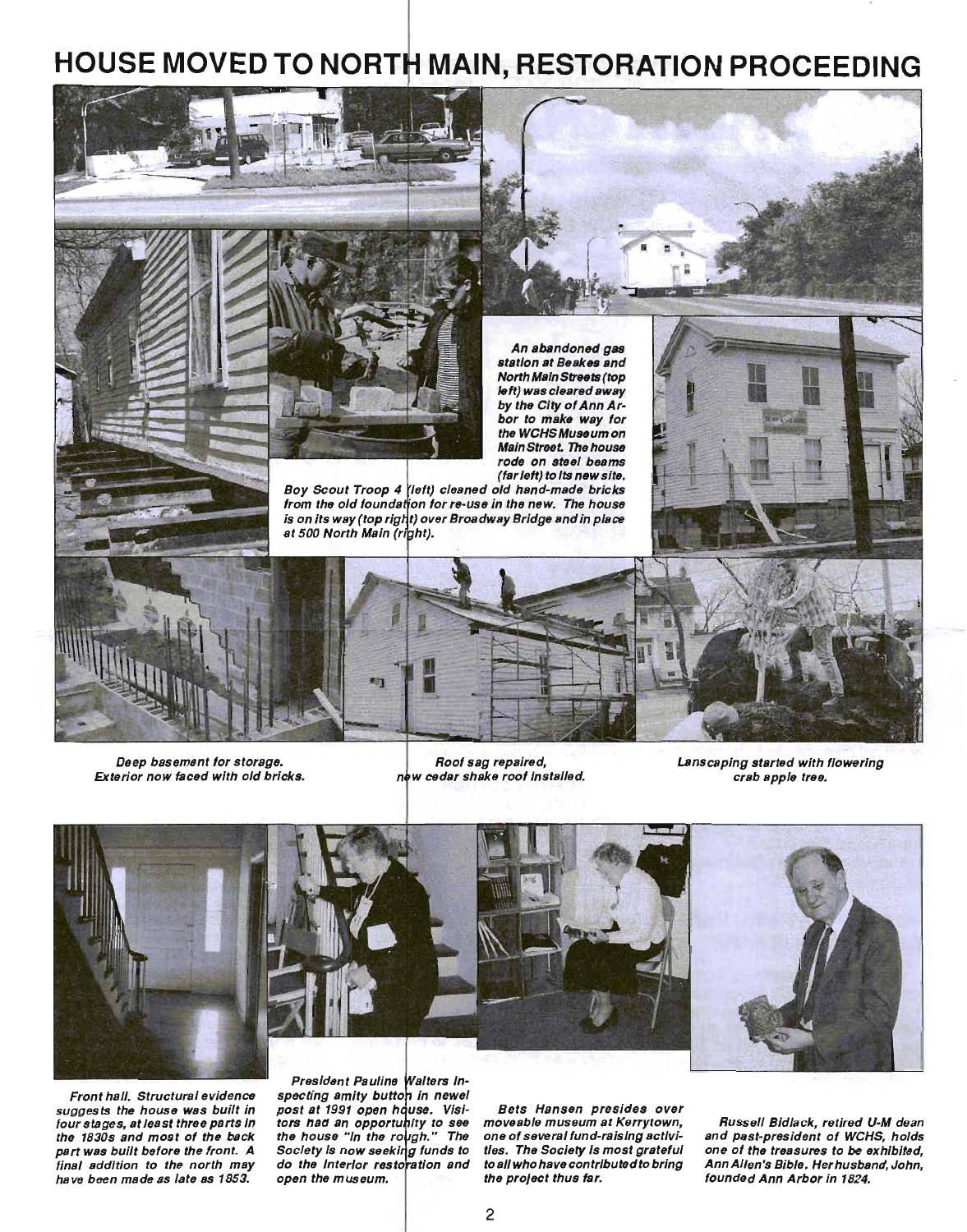# HOUSE MOVED TO NORTH MAIN, RESTORATION PROCEEDING

*An abandoned gas station at Beakes and North Main Streets (top left) was cleared away by the City of Ann Arbor to make way for the WCHS Museum on Main Street. The house rode on steel beams (far left) to its new site.*

*Boy Scout Troop 4 (left) cleaned old hand-made bricks from the old foundation for re-use in the new. The house is on its way (top right) over Broadway Bridge and in place at 500 North Main (right).*

*Deep basement for storage. Exterior now faced with old bricks.*

*Roof sag repaired, new cedar shake roof installed.*

*Lanscaping started with flowering crab apple tree.*

*Front hall. Structural evidence suggests the house was built in four stages, at least three parts in the 1830s and most of the back part was built before the front. A final addition to the north may have been made as late as 1853.*

*President Pauline Walters inspecting amity button in newel post at 1991 open house. Visitors had an opportunity to see the house "in the rough." The Society is now seeking funds to do the interior restoration and open the museum.*

*Bets Hansen presides over moveable museum at Kerrytown, one of several fund-raising activities. The Society is most grateful to all who have contributed to bring the project thus far.*

*Russell Bidlack, retired U-M dean and past-president of WCHS, holds one of the treasures to be exhibited, Ann Allen's Bible. Her husband, John, founded Ann Arbor in 1824.*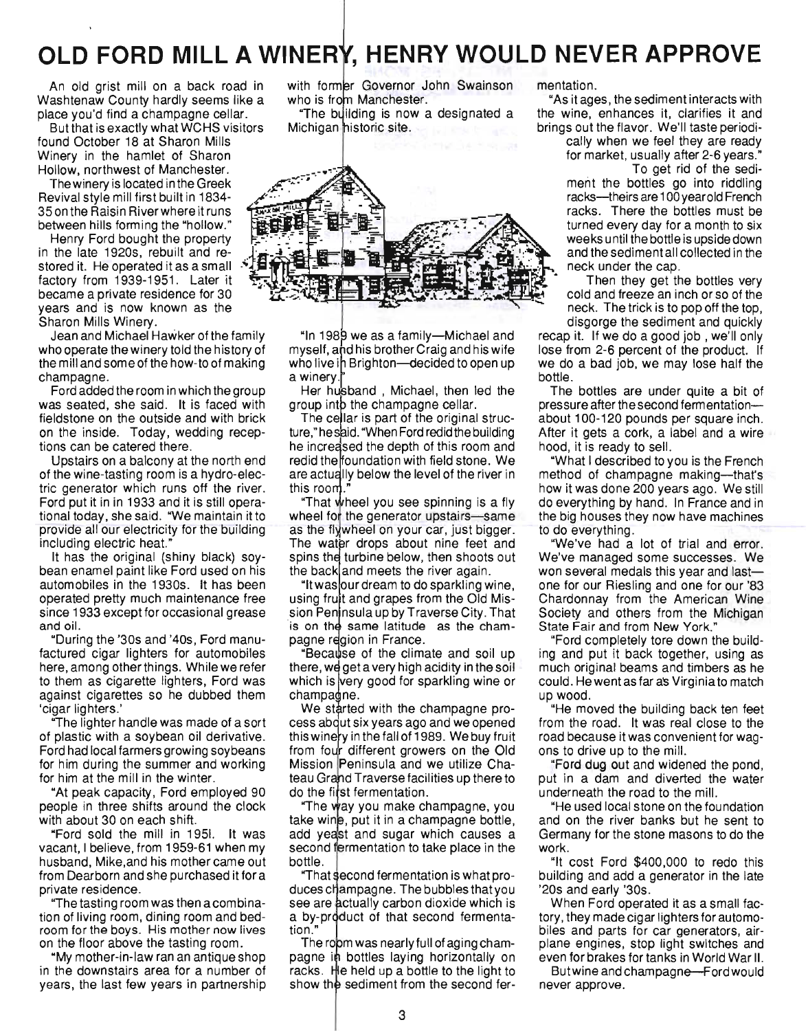# OLD FORD MILL A WINERY, HENRY WOULD NEVER APPROVE

An old grist mill on a back road in Washtenaw County hardly seems like a place you'd find a champagne cellar.

But that is exactly what WCHS visitors found October 18 at Sharon Mills Winery in the hamlet of Sharon Hollow, northwest of Manchester.

The winery is located in the Greek Revival style mill first built in 1834-35 on the Raisin River where it runs between hills forming the "hollow."

Henry Ford bought the property in the late 1920s, rebuilt and restored it. He operated it as a small factory from 1939-1951. Later it became a private residence for 30 years and is now known as the Sharon Mills Winery.

Jean and Michael Hawker of the family who operate the winery told the history of the mill and some of the how-to of making champagne.

Ford added the room in which the group was seated, she said. It is faced with fieldstone on the outside and with brick on the inside. Today, wedding receptions can be catered there.

Upstairs on a balcony at the north end of the wine-tasting room is a hydro-electric generator which runs off the river. Ford put it in in 1933 and it is still operational today, she said. "We maintain it to provide all our electricity for the building including electric heat."

It has the original (shiny black) soybean enamel paint like Ford used on his automobiles in the 1930s. It has been operated pretty much maintenance free since 1933 except for occasional grease and oil.

"During the '30s and '40s, Ford manufactured cigar lighters for automobiles here, among other things. While we refer to them as cigarette lighters, Ford was against cigarettes so he dubbed them 'cigar lighters.'

"The lighter handle was made of a sort of plastic with a soybean oil derivative. Ford had local farmers growing soybeans for him during the summer and working for him at the mill in the winter.

"At peak capacity, Ford employed 90 people in three shifts around the clock with about 30 on each shift.

"Ford sold the mill in 195l. It was vacant, I believe, from 1959-61 when my husband, Mike, and his mother came out from Dearborn and she purchased it for a private residence.

"The tasting room was then a combination of living room, dining room and bedroom for the boys. His mother now lives on the floor above the tasting room.

"My mother-in-law ran an antique shop in the downstairs area for a number of years, the last few years in partnership with former Governor John Swainson who is from Manchester.

"The building is now a designated a Michigan historic site.

"In 1989 we as a family—Michael and myself, and his brother Craig and his wife who live in Brighton—decided to open up a winery."

Her husband, Michael, then led the group into the champagne cellar.

The cellar is part of the original structure," he said. "When Ford redid the building he increased the depth of this room and redid the foundation with field stone. We are actually below the level of the river in this room."

"That wheel you see spinning is a fly wheel for the generator upstairs—same as the flywheel on your car, just bigger. The water drops about nine feet and spins the turbine below, then shoots out the back and meets the river again.

"It was our dream to do sparkling wine, using fruit and grapes from the Old Mission Peninsula up by Traverse City. That is on the same latitude as the champagne region in France.

"Because of the climate and soil up there, we get a very high acidity in the soil which is very good for sparkling wine or champagne.

We started with the champagne process about six years ago and we opened this winery in the fall of 1989. We buy fruit from four different growers on the Old Mission Peninsula and we utilize Chateau Grand Traverse facilities up there to do the first fermentation.

"The way you make champagne, you take wine, put it in a champagne bottle, add yeast and sugar which causes a second fermentation to take place in the bottle.

"That second fermentation is what produces champagne. The bubbles that you see are actually carbon dioxide which is a by-product of that second fermentation."

The room was nearly full of aging champagne in bottles laying horizontally on racks. He held up a bottle to the light to show the sediment from the second fermentation.

"As it ages, the sediment interacts with the wine, enhances it, clarifies it and brings out the flavor. We'll taste periodically when we feel they are ready for market, usually after 2-6 years."

To get rid of the sediment the bottles go into riddling racks—theirs are 100 year old French racks. There the bottles must be turned every day for a month to six weeks until the bottle is upside down and the sediment all collected in the neck under the cap.

Then they get the bottles very cold and freeze an inch or so of the neck. The trick is to pop off the top, disgorge the sediment and quickly recap it. If we do a good job, we'll only lose from 2-6 percent of the product. If we do a bad job, we may lose half the bottle.

The bottles are under quite a bit of pressure after the second fermentation—about 100-120 pounds per square inch. After it gets a cork, a label and a wire hood, it is ready to sell.

"What I described to you is the French method of champagne making—that's how it was done 200 years ago. We still do everything by hand. In France and in the big houses they now have machines to do everything.

"We've had a lot of trial and error. We've managed some successes. We won several medals this year and last—one for our Riesling and one for our '83 Chardonnay from the American Wine Society and others from the Michigan State Fair and from New York."

"Ford completely tore down the building and put it back together, using as much original beams and timbers as he could. He went as far as Virginia to match up wood.

"He moved the building back ten feet from the road. It was real close to the road because it was convenient for wagons to drive up to the mill.

"Ford dug out and widened the pond, put in a dam and diverted the water underneath the road to the mill.

"He used local stone on the foundation and on the river banks but he sent to Germany for the stone masons to do the work.

"It cost Ford $400,000 to redo this building and add a generator in the late '20s and early '30s.

When Ford operated it as a small factory, they made cigar lighters for automobiles and parts for car generators, airplane engines, stop light switches and even for brakes for tanks in World War II.

But wine and champagne—Ford would never approve.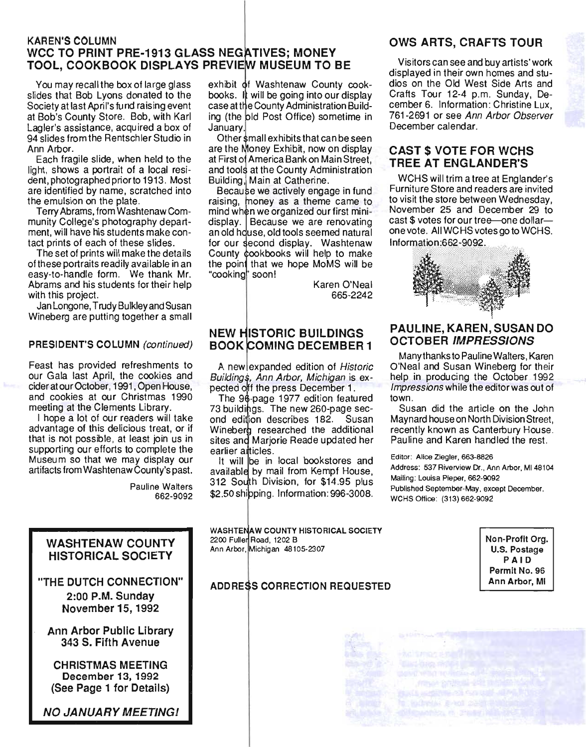## KAREN'S COLUMN

## WCC TO PRINT PRE-1913 GLASS NEGATIVES; MONEY TOOL, COOKBOOK DISPLAYS PREVIEW MUSEUM TO BE

You may recall the box of large glass slides that Bob Lyons donated to the Society at last April's fund raising event at Bob's County Store. Bob, with Karl Lagler's assistance, acquired a box of 94 slides from the Rentschler Studio in Ann Arbor.

Each fragile slide, when held to the light, shows a portrait of a local resident, photographed prior to 1913. Most are identified by name, scratched into the emulsion on the plate.

Terry Abrams, from Washtenaw Community College's photography department, will have his students make contact prints of each of these slides.

The set of prints will make the details of these portraits readily available in an easy-to-handle form. We thank Mr. Abrams and his students for their help with this project.

Jan Longone, Trudy Bulkley and Susan Wineberg are putting together a small exhibit of Washtenaw County cookbooks. It will be going into our display case at the County Administration Building (the old Post Office) sometime in January.

Other small exhibits that can be seen are the Money Exhibit, now on display at First of America Bank on Main Street, and tools at the County Administration Building, Main at Catherine.

Because we actively engage in fund raising, money as a theme came to mind when we organized our first mini-display. Because we are renovating an old house, old tools seemed natural for our second display. Washtenaw County cookbooks will help to make the point that we hope MoMS will be "cooking" soon!

Karen O'Neal
665-2242

## PRESIDENT'S COLUMN *(continued)*

Feast has provided refreshments to our Gala last April, the cookies and cider at our October, 1991, Open House, and cookies at our Christmas 1990 meeting at the Clements Library.

I hope a lot of our readers will take advantage of this delicious treat, or if that is not possible, at least join us in supporting our efforts to complete the Museum so that we may display our artifacts from Washtenaw County's past.

Pauline Walters
662-9092

## NEW HISTORIC BUILDINGS BOOK COMING DECEMBER 1

A new expanded edition of *Historic Buildings, Ann Arbor, Michigan* is expected off the press December 1.

The 96-page 1977 edition featured 73 buildings. The new 260-page second edition describes 182. Susan Wineberg researched the additional sites and Marjorie Reade updated her earlier articles.

It will be in local bookstores and available by mail from Kempf House, 312 South Division, for $14.95 plus $2.50 shipping. Information: 996-3008.

## OWS ARTS, CRAFTS TOUR

Visitors can see and buy artists' work displayed in their own homes and studios on the Old West Side Arts and Crafts Tour 12-4 p.m. Sunday, December 6. Information: Christine Lux, 761-2691 or see *Ann Arbor Observer* December calendar.

## CAST $ VOTE FOR WCHS TREE AT ENGLANDER'S

WCHS will trim a tree at Englander's Furniture Store and readers are invited to visit the store between Wednesday, November 25 and December 29 to cast $ votes for our tree—one dollar—one vote. All WCHS votes go to WCHS. Information: 662-9092.

## PAULINE, KAREN, SUSAN DO OCTOBER *IMPRESSIONS*

Many thanks to Pauline Walters, Karen O'Neal and Susan Wineberg for their help in producing the October 1992 *Impressions* while the editor was out of town.

Susan did the article on the John Maynard house on North Division Street, recently known as Canterbury House. Pauline and Karen handled the rest.

Editor: Alice Ziegler, 663-8826
Address: 537 Riverview Dr., Ann Arbor, MI 48104
Mailing: Louisa Pieper, 662-9092
Published September-May, except December.
WCHS Office: (313) 662-9092

---

**WASHTENAW COUNTY HISTORICAL SOCIETY**

**"THE DUTCH CONNECTION"**
**2:00 P.M. Sunday**
**November 15, 1992**

**Ann Arbor Public Library**
**343 S. Fifth Avenue**

**CHRISTMAS MEETING**
**December 13, 1992**
**(See Page 1 for Details)**

***NO JANUARY MEETING!***

---

WASHTENAW COUNTY HISTORICAL SOCIETY
2200 Fuller Road, 1202 B
Ann Arbor, Michigan 48105-2307

ADDRESS CORRECTION REQUESTED

Non-Profit Org.
U.S. Postage
PAID
Permit No. 96
Ann Arbor, MI